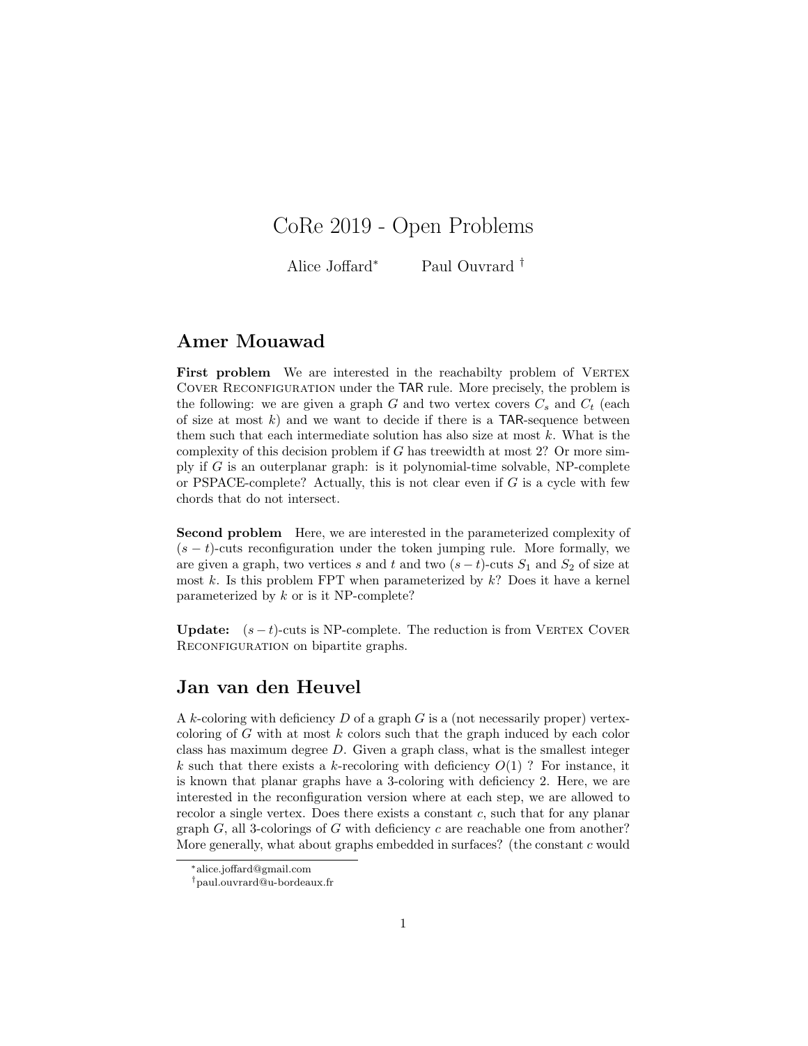# CoRe 2019 - Open Problems

Alice Joffard[*] Paul Ouvrard[†]

## Amer Mouawad

**First problem** We are interested in the reachabilty problem of Vertex Cover Reconfiguration under the TAR rule. More precisely, the problem is the following: we are given a graph $G$ and two vertex covers $C_s$ and $C_t$ (each of size at most $k$) and we want to decide if there is a TAR-sequence between them such that each intermediate solution has also size at most $k$. What is the complexity of this decision problem if $G$ has treewidth at most 2? Or more simply if $G$ is an outerplanar graph: is it polynomial-time solvable, NP-complete or PSPACE-complete? Actually, this is not clear even if $G$ is a cycle with few chords that do not intersect.

**Second problem** Here, we are interested in the parameterized complexity of $(s-t)$-cuts reconfiguration under the token jumping rule. More formally, we are given a graph, two vertices $s$ and $t$ and two $(s-t)$-cuts $S_1$ and $S_2$ of size at most $k$. Is this problem FPT when parameterized by $k$? Does it have a kernel parameterized by $k$ or is it NP-complete?

**Update:** $(s-t)$-cuts is NP-complete. The reduction is from Vertex Cover Reconfiguration on bipartite graphs.

## Jan van den Heuvel

A $k$-coloring with deficiency $D$ of a graph $G$ is a (not necessarily proper) vertex-coloring of $G$ with at most $k$ colors such that the graph induced by each color class has maximum degree $D$. Given a graph class, what is the smallest integer $k$ such that there exists a $k$-recoloring with deficiency $O(1)$ ? For instance, it is known that planar graphs have a 3-coloring with deficiency 2. Here, we are interested in the reconfiguration version where at each step, we are allowed to recolor a single vertex. Does there exists a constant $c$, such that for any planar graph $G$, all 3-colorings of $G$ with deficiency $c$ are reachable one from another? More generally, what about graphs embedded in surfaces? (the constant $c$ would

[*] alice.joffard@gmail.com

[†] paul.ouvrard@u-bordeaux.fr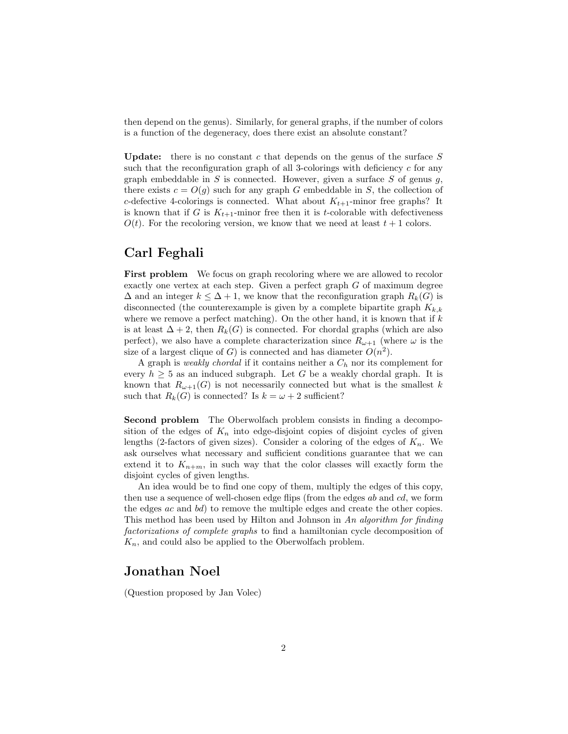then depend on the genus). Similarly, for general graphs, if the number of colors is a function of the degeneracy, does there exist an absolute constant?

**Update:** there is no constant $c$ that depends on the genus of the surface $S$ such that the reconfiguration graph of all 3-colorings with deficiency $c$ for any graph embeddable in $S$ is connected. However, given a surface $S$ of genus $g$, there exists $c = O(g)$ such for any graph $G$ embeddable in $S$, the collection of $c$-defective 4-colorings is connected. What about $K_{t+1}$-minor free graphs? It is known that if $G$ is $K_{t+1}$-minor free then it is $t$-colorable with defectiveness $O(t)$. For the recoloring version, we know that we need at least $t+1$ colors.

## Carl Feghali

**First problem** We focus on graph recoloring where we are allowed to recolor exactly one vertex at each step. Given a perfect graph $G$ of maximum degree $\Delta$ and an integer $k \leq \Delta + 1$, we know that the reconfiguration graph $R_k(G)$ is disconnected (the counterexample is given by a complete bipartite graph $K_{k,k}$ where we remove a perfect matching). On the other hand, it is known that if $k$ is at least $\Delta + 2$, then $R_k(G)$ is connected. For chordal graphs (which are also perfect), we also have a complete characterization since $R_{\omega+1}$ (where $\omega$ is the size of a largest clique of $G$) is connected and has diameter $O(n^2)$.

A graph is *weakly chordal* if it contains neither a $C_h$ nor its complement for every $h \geq 5$ as an induced subgraph. Let $G$ be a weakly chordal graph. It is known that $R_{\omega+1}(G)$ is not necessarily connected but what is the smallest $k$ such that $R_k(G)$ is connected? Is $k = \omega + 2$ sufficient?

**Second problem** The Oberwolfach problem consists in finding a decomposition of the edges of $K_n$ into edge-disjoint copies of disjoint cycles of given lengths (2-factors of given sizes). Consider a coloring of the edges of $K_n$. We ask ourselves what necessary and sufficient conditions guarantee that we can extend it to $K_{n+m}$, in such way that the color classes will exactly form the disjoint cycles of given lengths.

An idea would be to find one copy of them, multiply the edges of this copy, then use a sequence of well-chosen edge flips (from the edges $ab$ and $cd$, we form the edges $ac$ and $bd$) to remove the multiple edges and create the other copies. This method has been used by Hilton and Johnson in *An algorithm for finding factorizations of complete graphs* to find a hamiltonian cycle decomposition of $K_n$, and could also be applied to the Oberwolfach problem.

## Jonathan Noel

(Question proposed by Jan Volec)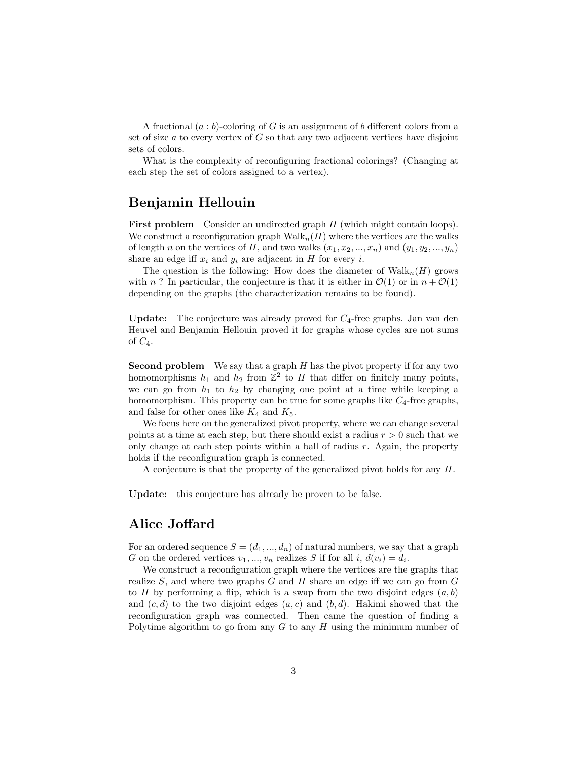A fractional $(a : b)$-coloring of $G$ is an assignment of $b$ different colors from a set of size $a$ to every vertex of $G$ so that any two adjacent vertices have disjoint sets of colors.

What is the complexity of reconfiguring fractional colorings? (Changing at each step the set of colors assigned to a vertex).

## Benjamin Hellouin

**First problem** Consider an undirected graph $H$ (which might contain loops). We construct a reconfiguration graph $\text{Walk}_n(H)$ where the vertices are the walks of length $n$ on the vertices of $H$, and two walks $(x_1, x_2, ..., x_n)$ and $(y_1, y_2, ..., y_n)$ share an edge iff $x_i$ and $y_i$ are adjacent in $H$ for every $i$.

The question is the following: How does the diameter of $\text{Walk}_n(H)$ grows with $n$ ? In particular, the conjecture is that it is either in $\mathcal{O}(1)$ or in $n + \mathcal{O}(1)$ depending on the graphs (the characterization remains to be found).

**Update:** The conjecture was already proved for $C_4$-free graphs. Jan van den Heuvel and Benjamin Hellouin proved it for graphs whose cycles are not sums of $C_4$.

**Second problem** We say that a graph $H$ has the pivot property if for any two homomorphisms $h_1$ and $h_2$ from $\mathbb{Z}^2$ to $H$ that differ on finitely many points, we can go from $h_1$ to $h_2$ by changing one point at a time while keeping a homomorphism. This property can be true for some graphs like $C_4$-free graphs, and false for other ones like $K_4$ and $K_5$.

We focus here on the generalized pivot property, where we can change several points at a time at each step, but there should exist a radius $r > 0$ such that we only change at each step points within a ball of radius $r$. Again, the property holds if the reconfiguration graph is connected.

A conjecture is that the property of the generalized pivot holds for any $H$.

**Update:** this conjecture has already be proven to be false.

## Alice Joffard

For an ordered sequence $S = (d_1, ..., d_n)$ of natural numbers, we say that a graph $G$ on the ordered vertices $v_1, ..., v_n$ realizes $S$ if for all $i$, $d(v_i) = d_i$.

We construct a reconfiguration graph where the vertices are the graphs that realize $S$, and where two graphs $G$ and $H$ share an edge iff we can go from $G$ to $H$ by performing a flip, which is a swap from the two disjoint edges $(a, b)$ and $(c, d)$ to the two disjoint edges $(a, c)$ and $(b, d)$. Hakimi showed that the reconfiguration graph was connected. Then came the question of finding a Polytime algorithm to go from any $G$ to any $H$ using the minimum number of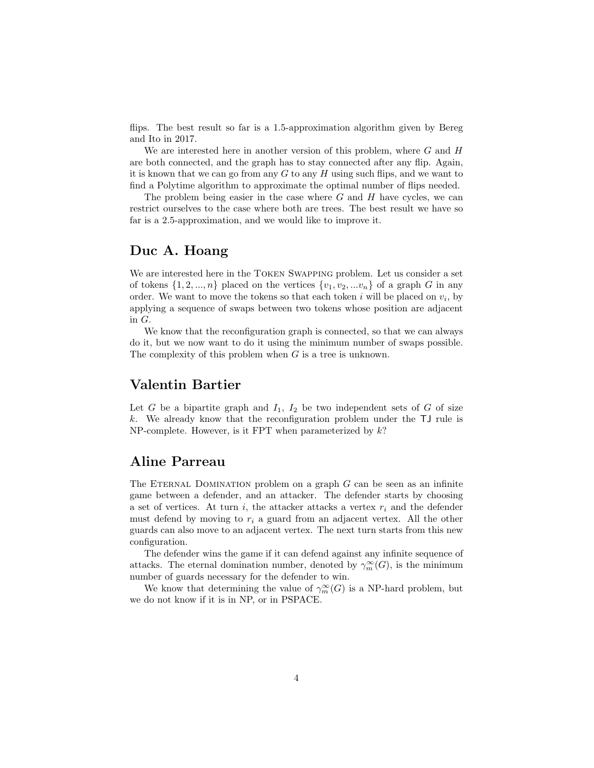flips. The best result so far is a 1.5-approximation algorithm given by Bereg and Ito in 2017.

We are interested here in another version of this problem, where $G$ and $H$ are both connected, and the graph has to stay connected after any flip. Again, it is known that we can go from any $G$ to any $H$ using such flips, and we want to find a Polytime algorithm to approximate the optimal number of flips needed.

The problem being easier in the case where $G$ and $H$ have cycles, we can restrict ourselves to the case where both are trees. The best result we have so far is a 2.5-approximation, and we would like to improve it.

## Duc A. Hoang

We are interested here in the Token Swapping problem. Let us consider a set of tokens $\{1, 2, ..., n\}$ placed on the vertices $\{v_1, v_2, ...v_n\}$ of a graph $G$ in any order. We want to move the tokens so that each token $i$ will be placed on $v_i$, by applying a sequence of swaps between two tokens whose position are adjacent in $G$.

We know that the reconfiguration graph is connected, so that we can always do it, but we now want to do it using the minimum number of swaps possible. The complexity of this problem when $G$ is a tree is unknown.

## Valentin Bartier

Let $G$ be a bipartite graph and $I_1$, $I_2$ be two independent sets of $G$ of size $k$. We already know that the reconfiguration problem under the TJ rule is NP-complete. However, is it FPT when parameterized by $k$?

## Aline Parreau

The Eternal Domination problem on a graph $G$ can be seen as an infinite game between a defender, and an attacker. The defender starts by choosing a set of vertices. At turn $i$, the attacker attacks a vertex $r_i$ and the defender must defend by moving to $r_i$ a guard from an adjacent vertex. All the other guards can also move to an adjacent vertex. The next turn starts from this new configuration.

The defender wins the game if it can defend against any infinite sequence of attacks. The eternal domination number, denoted by $\gamma_m^\infty(G)$, is the minimum number of guards necessary for the defender to win.

We know that determining the value of $\gamma_m^\infty(G)$ is a NP-hard problem, but we do not know if it is in NP, or in PSPACE.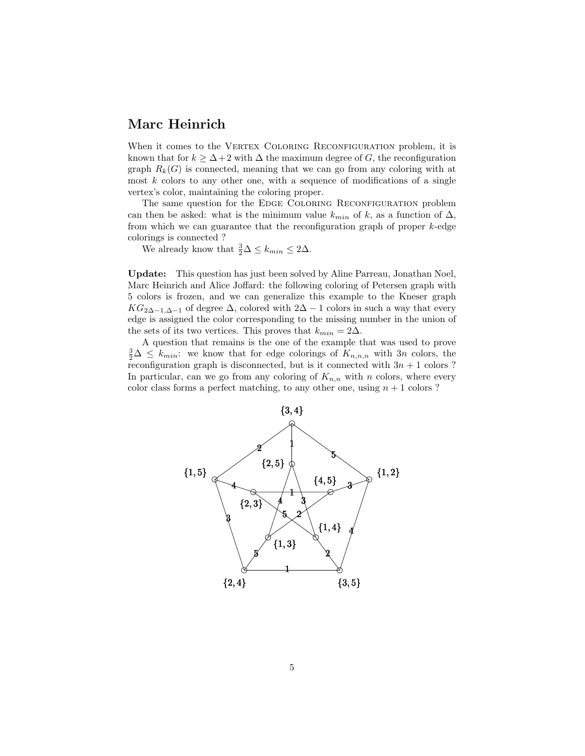## Marc Heinrich

When it comes to the VERTEX COLORING RECONFIGURATION problem, it is known that for $k \geq \Delta+2$ with $\Delta$ the maximum degree of $G$, the reconfiguration graph $R_k(G)$ is connected, meaning that we can go from any coloring with at most $k$ colors to any other one, with a sequence of modifications of a single vertex's color, maintaining the coloring proper.

The same question for the EDGE COLORING RECONFIGURATION problem can then be asked: what is the minimum value $k_{min}$ of $k$, as a function of $\Delta$, from which we can guarantee that the reconfiguration graph of proper $k$-edge colorings is connected ?

We already know that $\frac{3}{2}\Delta \leq k_{min} \leq 2\Delta$.

**Update:** This question has just been solved by Aline Parreau, Jonathan Noel, Marc Heinrich and Alice Joffard: the following coloring of Petersen graph with 5 colors is frozen, and we can generalize this example to the Kneser graph $KG_{2\Delta-1,\Delta-1}$ of degree $\Delta$, colored with $2\Delta - 1$ colors in such a way that every edge is assigned the color corresponding to the missing number in the union of the sets of its two vertices. This proves that $k_{min} = 2\Delta$.

A question that remains is the one of the example that was used to prove $\frac{3}{2}\Delta \leq k_{min}$: we know that for edge colorings of $K_{n,n,n}$ with $3n$ colors, the reconfiguration graph is disconnected, but is it connected with $3n + 1$ colors ? In particular, can we go from any coloring of $K_{n,n}$ with $n$ colors, where every color class forms a perfect matching, to any other one, using $n + 1$ colors ?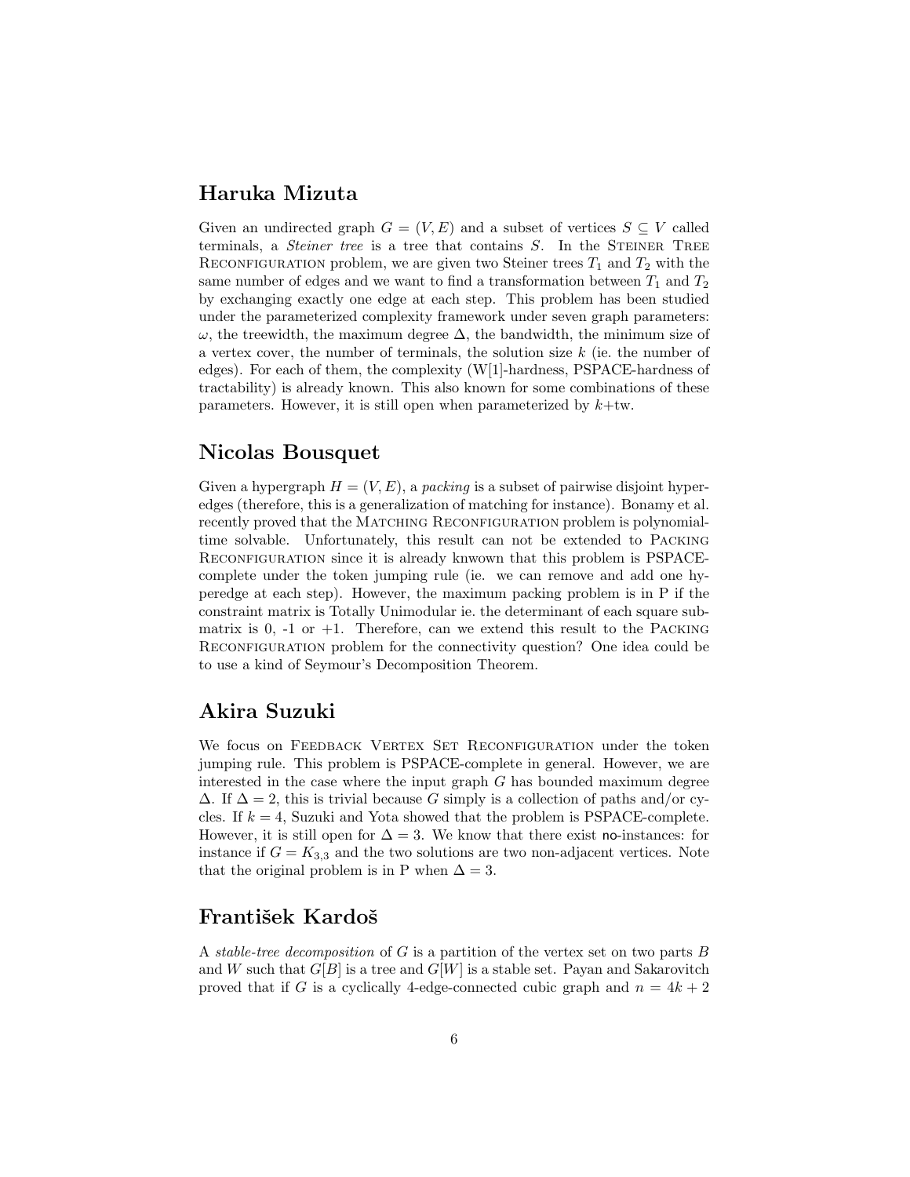## Haruka Mizuta

Given an undirected graph $G = (V, E)$ and a subset of vertices $S \subseteq V$ called terminals, a *Steiner tree* is a tree that contains $S$. In the Steiner Tree Reconfiguration problem, we are given two Steiner trees $T_1$ and $T_2$ with the same number of edges and we want to find a transformation between $T_1$ and $T_2$ by exchanging exactly one edge at each step. This problem has been studied under the parameterized complexity framework under seven graph parameters: $\omega$, the treewidth, the maximum degree $\Delta$, the bandwidth, the minimum size of a vertex cover, the number of terminals, the solution size $k$ (ie. the number of edges). For each of them, the complexity (W[1]-hardness, PSPACE-hardness of tractability) is already known. This also known for some combinations of these parameters. However, it is still open when parameterized by $k$+tw.

## Nicolas Bousquet

Given a hypergraph $H = (V, E)$, a *packing* is a subset of pairwise disjoint hyperedges (therefore, this is a generalization of matching for instance). Bonamy et al. recently proved that the Matching Reconfiguration problem is polynomial-time solvable. Unfortunately, this result can not be extended to Packing Reconfiguration since it is already knwown that this problem is PSPACE-complete under the token jumping rule (ie. we can remove and add one hyperedge at each step). However, the maximum packing problem is in P if the constraint matrix is Totally Unimodular ie. the determinant of each square submatrix is 0, -1 or +1. Therefore, can we extend this result to the Packing Reconfiguration problem for the connectivity question? One idea could be to use a kind of Seymour's Decomposition Theorem.

## Akira Suzuki

We focus on Feedback Vertex Set Reconfiguration under the token jumping rule. This problem is PSPACE-complete in general. However, we are interested in the case where the input graph $G$ has bounded maximum degree $\Delta$. If $\Delta = 2$, this is trivial because $G$ simply is a collection of paths and/or cycles. If $k = 4$, Suzuki and Yota showed that the problem is PSPACE-complete. However, it is still open for $\Delta = 3$. We know that there exist no-instances: for instance if $G = K_{3,3}$ and the two solutions are two non-adjacent vertices. Note that the original problem is in P when $\Delta = 3$.

## František Kardoš

A *stable-tree decomposition* of $G$ is a partition of the vertex set on two parts $B$ and $W$ such that $G[B]$ is a tree and $G[W]$ is a stable set. Payan and Sakarovitch proved that if $G$ is a cyclically 4-edge-connected cubic graph and $n = 4k + 2$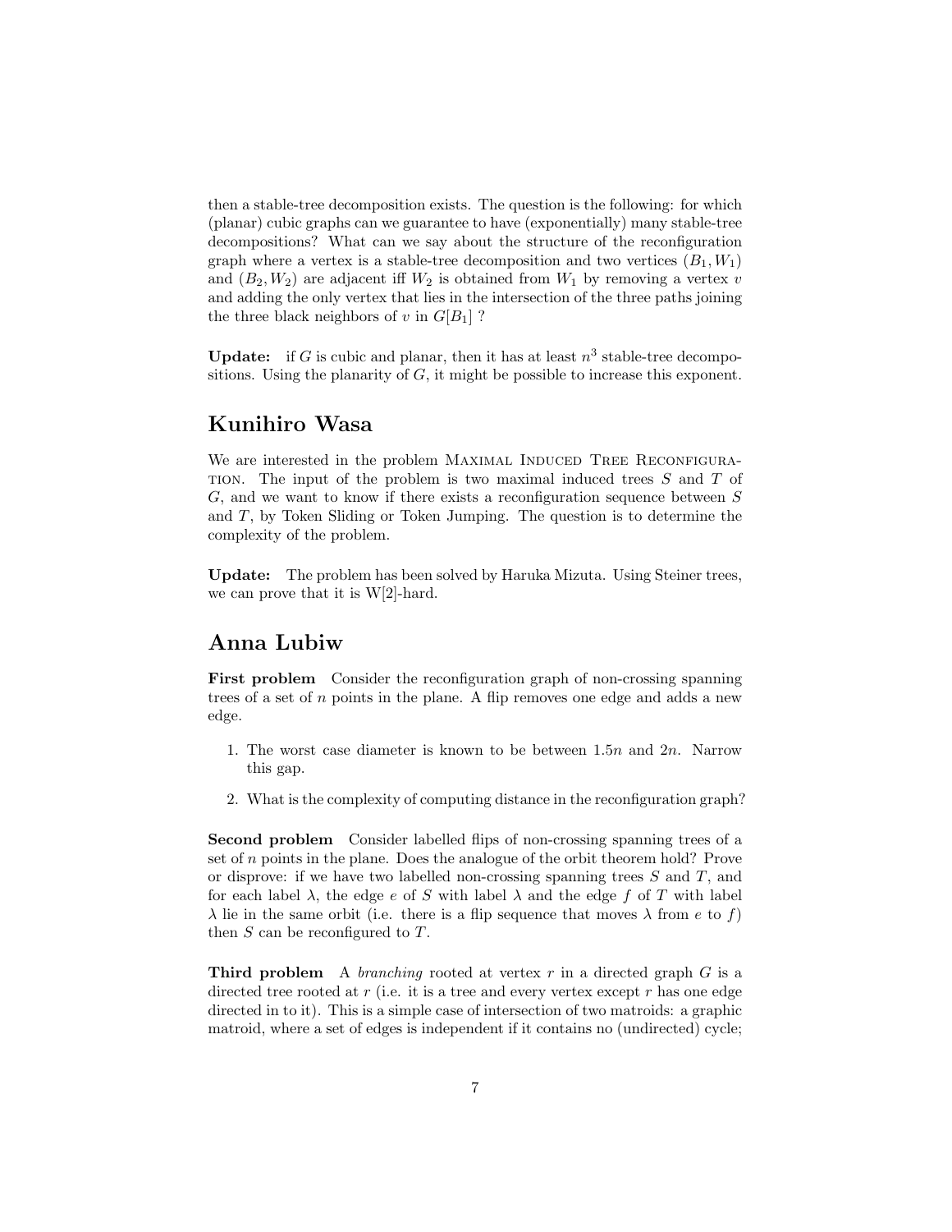then a stable-tree decomposition exists. The question is the following: for which (planar) cubic graphs can we guarantee to have (exponentially) many stable-tree decompositions? What can we say about the structure of the reconfiguration graph where a vertex is a stable-tree decomposition and two vertices $(B_1, W_1)$ and $(B_2, W_2)$ are adjacent iff $W_2$ is obtained from $W_1$ by removing a vertex $v$ and adding the only vertex that lies in the intersection of the three paths joining the three black neighbors of $v$ in $G[B_1]$ ?

**Update:** if $G$ is cubic and planar, then it has at least $n^3$ stable-tree decompositions. Using the planarity of $G$, it might be possible to increase this exponent.

## Kunihiro Wasa

We are interested in the problem Maximal Induced Tree Reconfiguration. The input of the problem is two maximal induced trees $S$ and $T$ of $G$, and we want to know if there exists a reconfiguration sequence between $S$ and $T$, by Token Sliding or Token Jumping. The question is to determine the complexity of the problem.

**Update:** The problem has been solved by Haruka Mizuta. Using Steiner trees, we can prove that it is W[2]-hard.

## Anna Lubiw

**First problem** Consider the reconfiguration graph of non-crossing spanning trees of a set of $n$ points in the plane. A flip removes one edge and adds a new edge.

1. The worst case diameter is known to be between $1.5n$ and $2n$. Narrow this gap.
2. What is the complexity of computing distance in the reconfiguration graph?

**Second problem** Consider labelled flips of non-crossing spanning trees of a set of $n$ points in the plane. Does the analogue of the orbit theorem hold? Prove or disprove: if we have two labelled non-crossing spanning trees $S$ and $T$, and for each label $\lambda$, the edge $e$ of $S$ with label $\lambda$ and the edge $f$ of $T$ with label $\lambda$ lie in the same orbit (i.e. there is a flip sequence that moves $\lambda$ from $e$ to $f$) then $S$ can be reconfigured to $T$.

**Third problem** A *branching* rooted at vertex $r$ in a directed graph $G$ is a directed tree rooted at $r$ (i.e. it is a tree and every vertex except $r$ has one edge directed in to it). This is a simple case of intersection of two matroids: a graphic matroid, where a set of edges is independent if it contains no (undirected) cycle;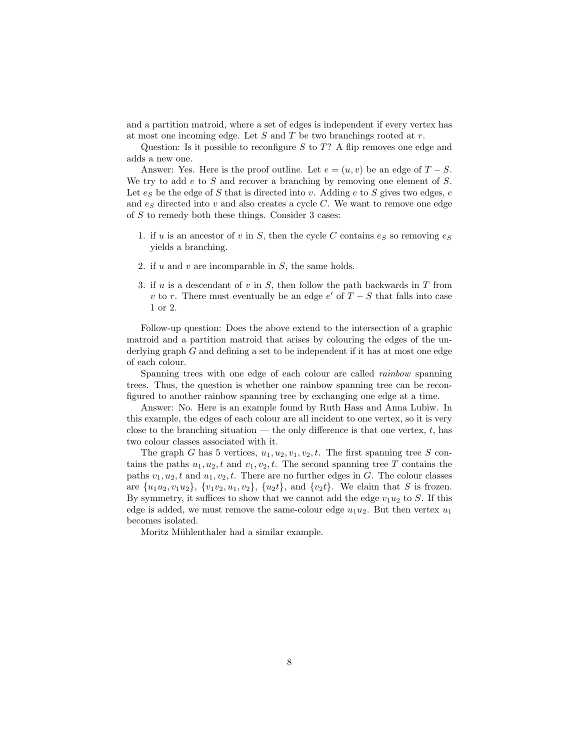and a partition matroid, where a set of edges is independent if every vertex has at most one incoming edge. Let $S$ and $T$ be two branchings rooted at $r$.

Question: Is it possible to reconfigure $S$ to $T$? A flip removes one edge and adds a new one.

Answer: Yes. Here is the proof outline. Let $e = (u, v)$ be an edge of $T - S$. We try to add $e$ to $S$ and recover a branching by removing one element of $S$. Let $e_S$ be the edge of $S$ that is directed into $v$. Adding $e$ to $S$ gives two edges, $e$ and $e_S$ directed into $v$ and also creates a cycle $C$. We want to remove one edge of $S$ to remedy both these things. Consider 3 cases:

1. if $u$ is an ancestor of $v$ in $S$, then the cycle $C$ contains $e_S$ so removing $e_S$ yields a branching.
2. if $u$ and $v$ are incomparable in $S$, the same holds.
3. if $u$ is a descendant of $v$ in $S$, then follow the path backwards in $T$ from $v$ to $r$. There must eventually be an edge $e'$ of $T - S$ that falls into case 1 or 2.

Follow-up question: Does the above extend to the intersection of a graphic matroid and a partition matroid that arises by colouring the edges of the underlying graph $G$ and defining a set to be independent if it has at most one edge of each colour.

Spanning trees with one edge of each colour are called *rainbow* spanning trees. Thus, the question is whether one rainbow spanning tree can be reconfigured to another rainbow spanning tree by exchanging one edge at a time.

Answer: No. Here is an example found by Ruth Hass and Anna Lubiw. In this example, the edges of each colour are all incident to one vertex, so it is very close to the branching situation — the only difference is that one vertex, $t$, has two colour classes associated with it.

The graph $G$ has 5 vertices, $u_1, u_2, v_1, v_2, t$. The first spanning tree $S$ contains the paths $u_1, u_2, t$ and $v_1, v_2, t$. The second spanning tree $T$ contains the paths $v_1, u_2, t$ and $u_1, v_2, t$. There are no further edges in $G$. The colour classes are $\{u_1u_2, v_1u_2\}$, $\{v_1v_2, u_1, v_2\}$, $\{u_2t\}$, and $\{v_2t\}$. We claim that $S$ is frozen. By symmetry, it suffices to show that we cannot add the edge $v_1u_2$ to $S$. If this edge is added, we must remove the same-colour edge $u_1u_2$. But then vertex $u_1$ becomes isolated.

Moritz Mühlenthaler had a similar example.